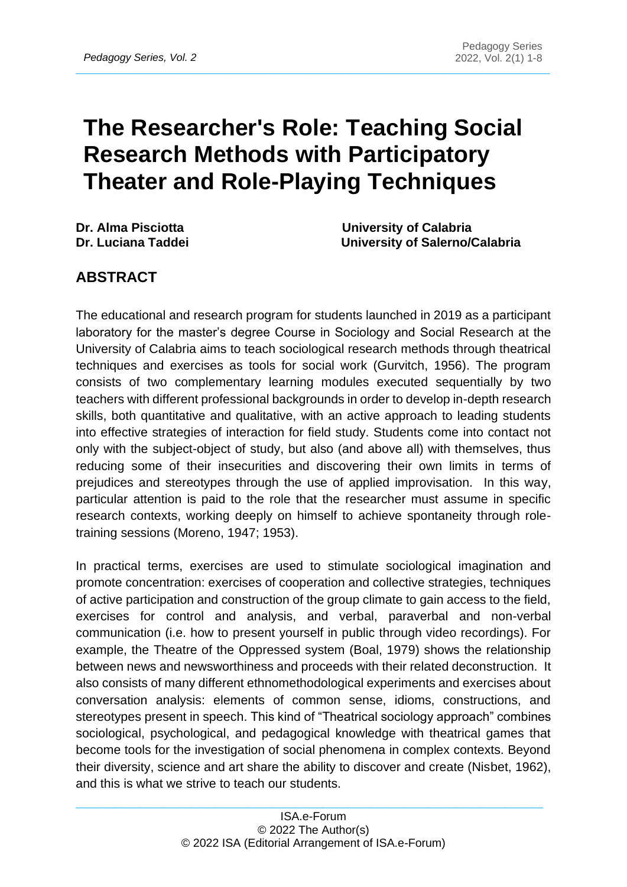# The Researcher's Role: Teaching Social Research Methods with Participatory Theater and Role-Playing Techniques

**Dr. Alma Pisciotta** — **University of Calabria**
**Dr. Luciana Taddei** — **University of Salerno/Calabria**

## ABSTRACT

The educational and research program for students launched in 2019 as a participant laboratory for the master's degree Course in Sociology and Social Research at the University of Calabria aims to teach sociological research methods through theatrical techniques and exercises as tools for social work (Gurvitch, 1956). The program consists of two complementary learning modules executed sequentially by two teachers with different professional backgrounds in order to develop in-depth research skills, both quantitative and qualitative, with an active approach to leading students into effective strategies of interaction for field study. Students come into contact not only with the subject-object of study, but also (and above all) with themselves, thus reducing some of their insecurities and discovering their own limits in terms of prejudices and stereotypes through the use of applied improvisation. In this way, particular attention is paid to the role that the researcher must assume in specific research contexts, working deeply on himself to achieve spontaneity through role-training sessions (Moreno, 1947; 1953).

In practical terms, exercises are used to stimulate sociological imagination and promote concentration: exercises of cooperation and collective strategies, techniques of active participation and construction of the group climate to gain access to the field, exercises for control and analysis, and verbal, paraverbal and non-verbal communication (i.e. how to present yourself in public through video recordings). For example, the Theatre of the Oppressed system (Boal, 1979) shows the relationship between news and newsworthiness and proceeds with their related deconstruction. It also consists of many different ethnomethodological experiments and exercises about conversation analysis: elements of common sense, idioms, constructions, and stereotypes present in speech. This kind of "Theatrical sociology approach" combines sociological, psychological, and pedagogical knowledge with theatrical games that become tools for the investigation of social phenomena in complex contexts. Beyond their diversity, science and art share the ability to discover and create (Nisbet, 1962), and this is what we strive to teach our students.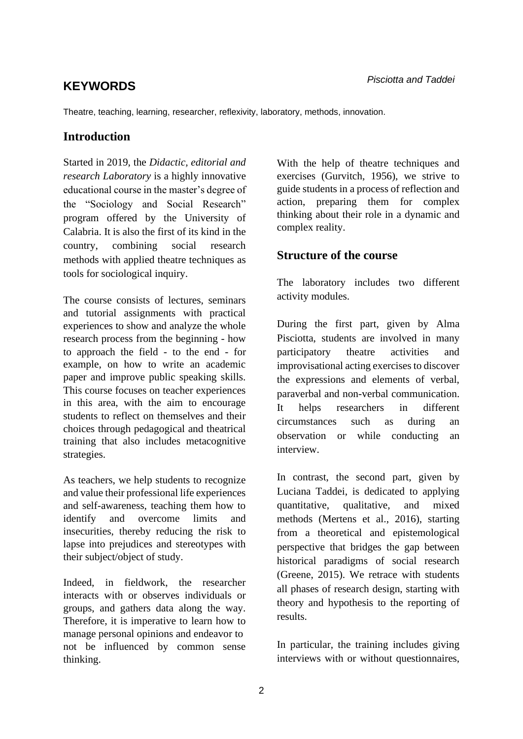## KEYWORDS

Theatre, teaching, learning, researcher, reflexivity, laboratory, methods, innovation.

## Introduction

Started in 2019, the *Didactic, editorial and research Laboratory* is a highly innovative educational course in the master's degree of the "Sociology and Social Research" program offered by the University of Calabria. It is also the first of its kind in the country, combining social research methods with applied theatre techniques as tools for sociological inquiry.

The course consists of lectures, seminars and tutorial assignments with practical experiences to show and analyze the whole research process from the beginning - how to approach the field - to the end - for example, on how to write an academic paper and improve public speaking skills. This course focuses on teacher experiences in this area, with the aim to encourage students to reflect on themselves and their choices through pedagogical and theatrical training that also includes metacognitive strategies.

As teachers, we help students to recognize and value their professional life experiences and self-awareness, teaching them how to identify and overcome limits and insecurities, thereby reducing the risk to lapse into prejudices and stereotypes with their subject/object of study.

Indeed, in fieldwork, the researcher interacts with or observes individuals or groups, and gathers data along the way. Therefore, it is imperative to learn how to manage personal opinions and endeavor to not be influenced by common sense thinking.

With the help of theatre techniques and exercises (Gurvitch, 1956), we strive to guide students in a process of reflection and action, preparing them for complex thinking about their role in a dynamic and complex reality.

## Structure of the course

The laboratory includes two different activity modules.

During the first part, given by Alma Pisciotta, students are involved in many participatory theatre activities and improvisational acting exercises to discover the expressions and elements of verbal, paraverbal and non-verbal communication. It helps researchers in different circumstances such as during an observation or while conducting an interview.

In contrast, the second part, given by Luciana Taddei, is dedicated to applying quantitative, qualitative, and mixed methods (Mertens et al., 2016), starting from a theoretical and epistemological perspective that bridges the gap between historical paradigms of social research (Greene, 2015). We retrace with students all phases of research design, starting with theory and hypothesis to the reporting of results.

In particular, the training includes giving interviews with or without questionnaires,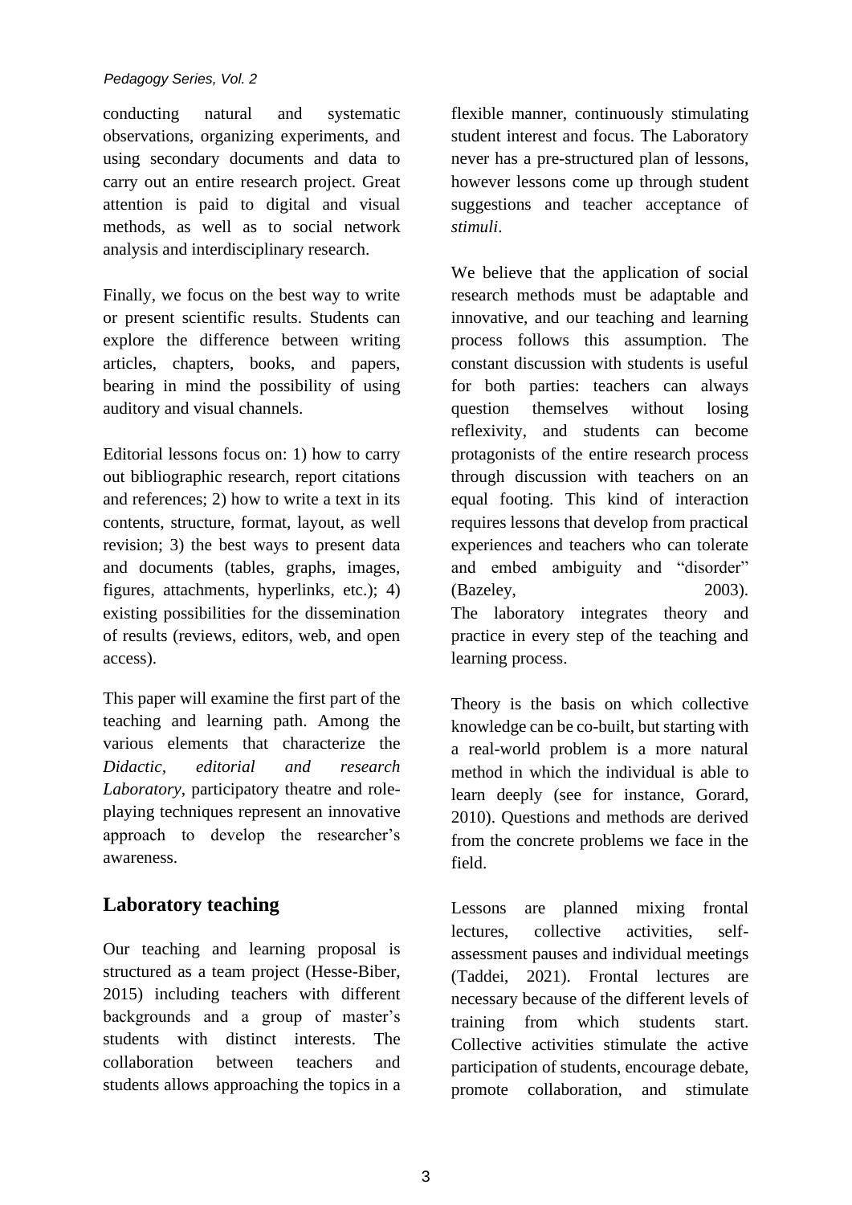conducting natural and systematic observations, organizing experiments, and using secondary documents and data to carry out an entire research project. Great attention is paid to digital and visual methods, as well as to social network analysis and interdisciplinary research.

Finally, we focus on the best way to write or present scientific results. Students can explore the difference between writing articles, chapters, books, and papers, bearing in mind the possibility of using auditory and visual channels.

Editorial lessons focus on: 1) how to carry out bibliographic research, report citations and references; 2) how to write a text in its contents, structure, format, layout, as well revision; 3) the best ways to present data and documents (tables, graphs, images, figures, attachments, hyperlinks, etc.); 4) existing possibilities for the dissemination of results (reviews, editors, web, and open access).

This paper will examine the first part of the teaching and learning path. Among the various elements that characterize the *Didactic, editorial and research Laboratory*, participatory theatre and role-playing techniques represent an innovative approach to develop the researcher's awareness.

## Laboratory teaching

Our teaching and learning proposal is structured as a team project (Hesse-Biber, 2015) including teachers with different backgrounds and a group of master's students with distinct interests. The collaboration between teachers and students allows approaching the topics in a flexible manner, continuously stimulating student interest and focus. The Laboratory never has a pre-structured plan of lessons, however lessons come up through student suggestions and teacher acceptance of *stimuli*.

We believe that the application of social research methods must be adaptable and innovative, and our teaching and learning process follows this assumption. The constant discussion with students is useful for both parties: teachers can always question themselves without losing reflexivity, and students can become protagonists of the entire research process through discussion with teachers on an equal footing. This kind of interaction requires lessons that develop from practical experiences and teachers who can tolerate and embed ambiguity and "disorder" (Bazeley, 2003). The laboratory integrates theory and practice in every step of the teaching and learning process.

Theory is the basis on which collective knowledge can be co-built, but starting with a real-world problem is a more natural method in which the individual is able to learn deeply (see for instance, Gorard, 2010). Questions and methods are derived from the concrete problems we face in the field.

Lessons are planned mixing frontal lectures, collective activities, self-assessment pauses and individual meetings (Taddei, 2021). Frontal lectures are necessary because of the different levels of training from which students start. Collective activities stimulate the active participation of students, encourage debate, promote collaboration, and stimulate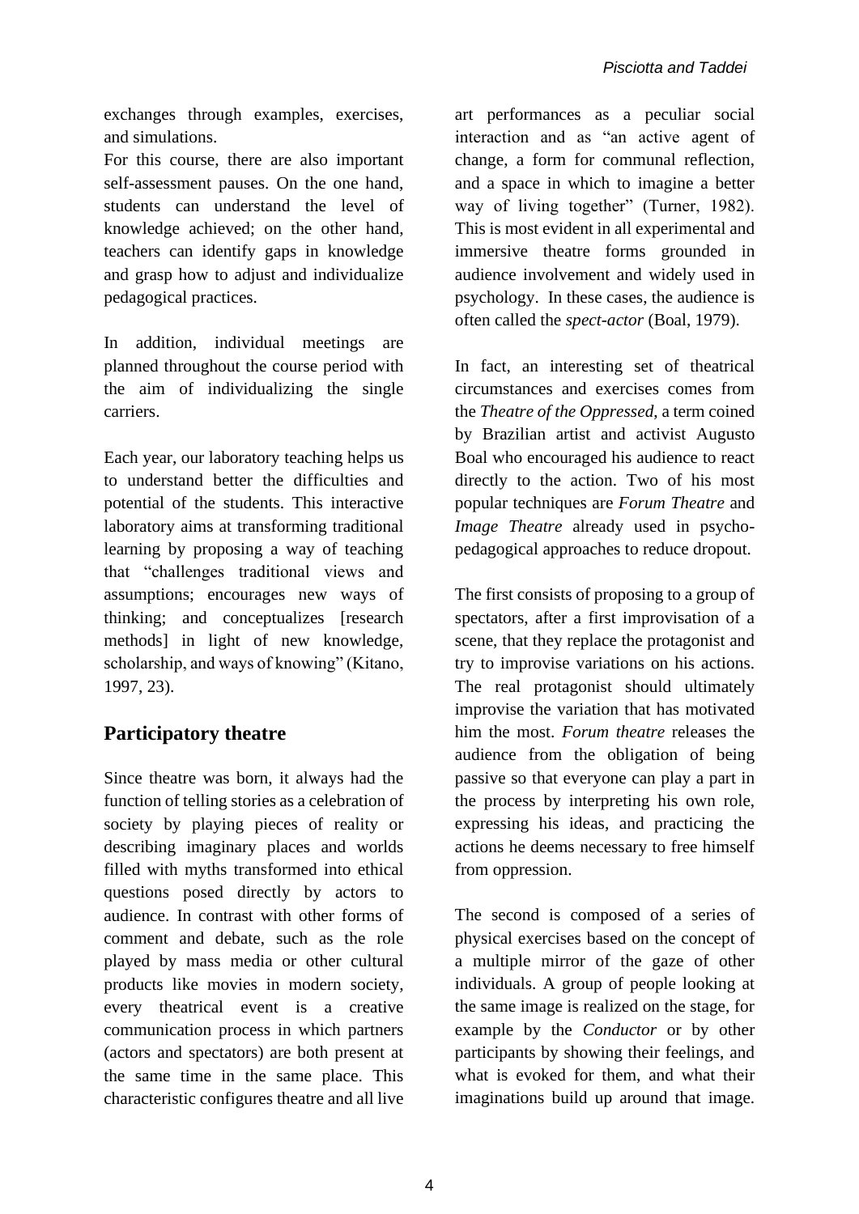exchanges through examples, exercises, and simulations.

For this course, there are also important self-assessment pauses. On the one hand, students can understand the level of knowledge achieved; on the other hand, teachers can identify gaps in knowledge and grasp how to adjust and individualize pedagogical practices.

In addition, individual meetings are planned throughout the course period with the aim of individualizing the single carriers.

Each year, our laboratory teaching helps us to understand better the difficulties and potential of the students. This interactive laboratory aims at transforming traditional learning by proposing a way of teaching that "challenges traditional views and assumptions; encourages new ways of thinking; and conceptualizes [research methods] in light of new knowledge, scholarship, and ways of knowing" (Kitano, 1997, 23).

## Participatory theatre

Since theatre was born, it always had the function of telling stories as a celebration of society by playing pieces of reality or describing imaginary places and worlds filled with myths transformed into ethical questions posed directly by actors to audience. In contrast with other forms of comment and debate, such as the role played by mass media or other cultural products like movies in modern society, every theatrical event is a creative communication process in which partners (actors and spectators) are both present at the same time in the same place. This characteristic configures theatre and all live art performances as a peculiar social interaction and as "an active agent of change, a form for communal reflection, and a space in which to imagine a better way of living together" (Turner, 1982). This is most evident in all experimental and immersive theatre forms grounded in audience involvement and widely used in psychology. In these cases, the audience is often called the *spect-actor* (Boal, 1979).

In fact, an interesting set of theatrical circumstances and exercises comes from the *Theatre of the Oppressed*, a term coined by Brazilian artist and activist Augusto Boal who encouraged his audience to react directly to the action. Two of his most popular techniques are *Forum Theatre* and *Image Theatre* already used in psycho-pedagogical approaches to reduce dropout.

The first consists of proposing to a group of spectators, after a first improvisation of a scene, that they replace the protagonist and try to improvise variations on his actions. The real protagonist should ultimately improvise the variation that has motivated him the most. *Forum theatre* releases the audience from the obligation of being passive so that everyone can play a part in the process by interpreting his own role, expressing his ideas, and practicing the actions he deems necessary to free himself from oppression.

The second is composed of a series of physical exercises based on the concept of a multiple mirror of the gaze of other individuals. A group of people looking at the same image is realized on the stage, for example by the *Conductor* or by other participants by showing their feelings, and what is evoked for them, and what their imaginations build up around that image.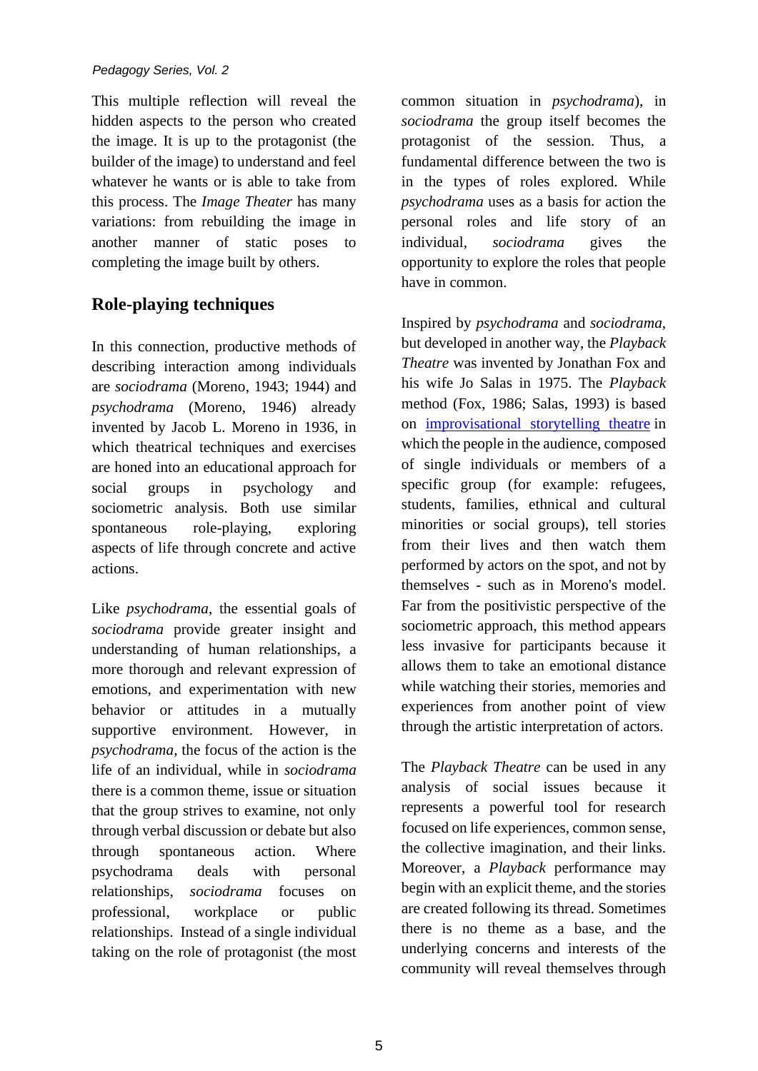This multiple reflection will reveal the hidden aspects to the person who created the image. It is up to the protagonist (the builder of the image) to understand and feel whatever he wants or is able to take from this process. The *Image Theater* has many variations: from rebuilding the image in another manner of static poses to completing the image built by others.

## Role-playing techniques

In this connection, productive methods of describing interaction among individuals are *sociodrama* (Moreno, 1943; 1944) and *psychodrama* (Moreno, 1946) already invented by Jacob L. Moreno in 1936, in which theatrical techniques and exercises are honed into an educational approach for social groups in psychology and sociometric analysis. Both use similar spontaneous role-playing, exploring aspects of life through concrete and active actions.

Like *psychodrama*, the essential goals of *sociodrama* provide greater insight and understanding of human relationships, a more thorough and relevant expression of emotions, and experimentation with new behavior or attitudes in a mutually supportive environment. However, in *psychodrama*, the focus of the action is the life of an individual, while in *sociodrama* there is a common theme, issue or situation that the group strives to examine, not only through verbal discussion or debate but also through spontaneous action. Where psychodrama deals with personal relationships, *sociodrama* focuses on professional, workplace or public relationships. Instead of a single individual taking on the role of protagonist (the most common situation in *psychodrama*), in *sociodrama* the group itself becomes the protagonist of the session. Thus, a fundamental difference between the two is in the types of roles explored. While *psychodrama* uses as a basis for action the personal roles and life story of an individual, *sociodrama* gives the opportunity to explore the roles that people have in common.

Inspired by *psychodrama* and *sociodrama*, but developed in another way, the *Playback Theatre* was invented by Jonathan Fox and his wife Jo Salas in 1975. The *Playback* method (Fox, 1986; Salas, 1993) is based on improvisational storytelling theatre in which the people in the audience, composed of single individuals or members of a specific group (for example: refugees, students, families, ethnical and cultural minorities or social groups), tell stories from their lives and then watch them performed by actors on the spot, and not by themselves - such as in Moreno's model. Far from the positivistic perspective of the sociometric approach, this method appears less invasive for participants because it allows them to take an emotional distance while watching their stories, memories and experiences from another point of view through the artistic interpretation of actors.

The *Playback Theatre* can be used in any analysis of social issues because it represents a powerful tool for research focused on life experiences, common sense, the collective imagination, and their links. Moreover, a *Playback* performance may begin with an explicit theme, and the stories are created following its thread. Sometimes there is no theme as a base, and the underlying concerns and interests of the community will reveal themselves through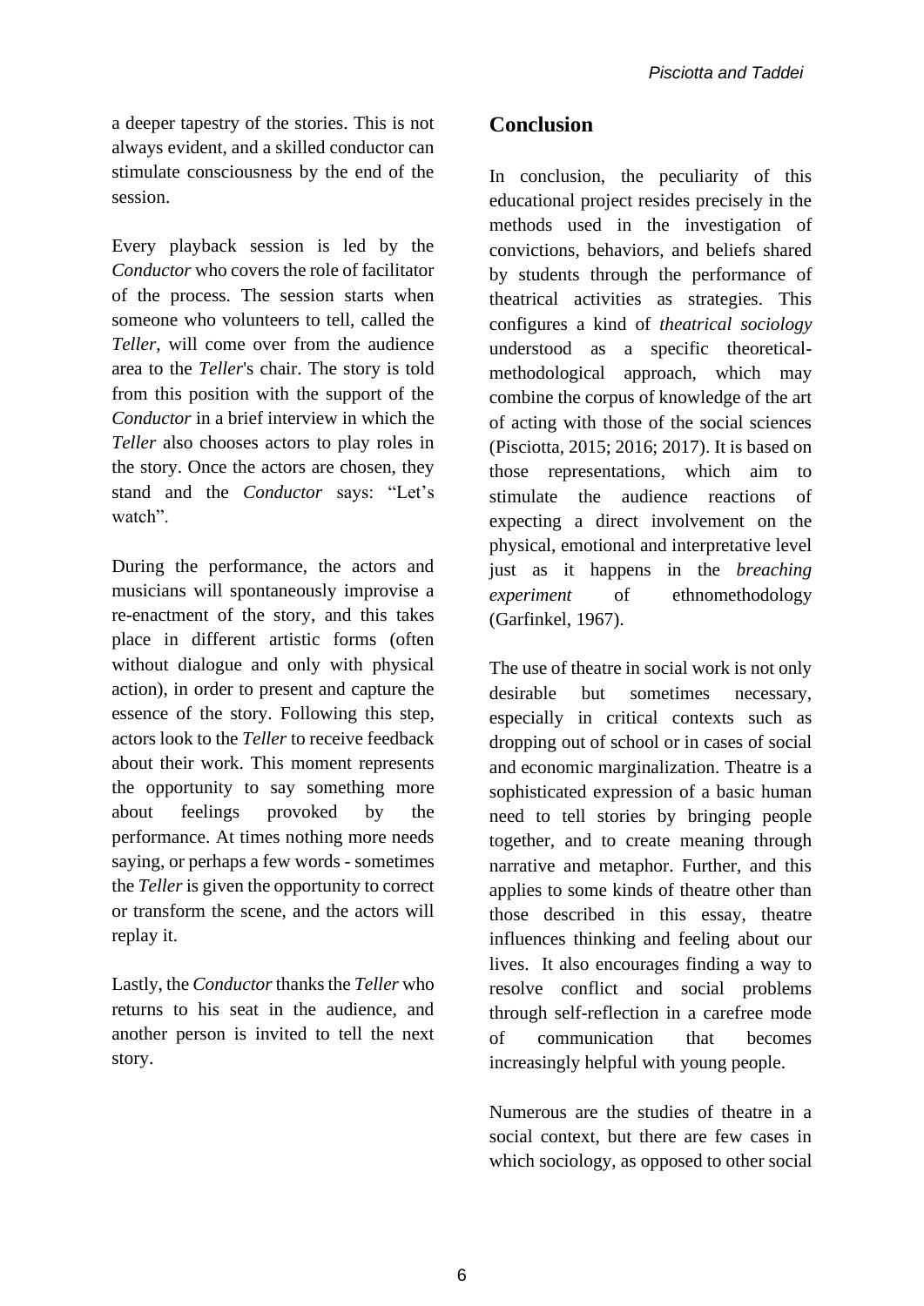a deeper tapestry of the stories. This is not always evident, and a skilled conductor can stimulate consciousness by the end of the session.

Every playback session is led by the *Conductor* who covers the role of facilitator of the process. The session starts when someone who volunteers to tell, called the *Teller*, will come over from the audience area to the *Teller*'s chair. The story is told from this position with the support of the *Conductor* in a brief interview in which the *Teller* also chooses actors to play roles in the story. Once the actors are chosen, they stand and the *Conductor* says: "Let's watch".

During the performance, the actors and musicians will spontaneously improvise a re-enactment of the story, and this takes place in different artistic forms (often without dialogue and only with physical action), in order to present and capture the essence of the story. Following this step, actors look to the *Teller* to receive feedback about their work. This moment represents the opportunity to say something more about feelings provoked by the performance. At times nothing more needs saying, or perhaps a few words - sometimes the *Teller* is given the opportunity to correct or transform the scene, and the actors will replay it.

Lastly, the *Conductor* thanks the *Teller* who returns to his seat in the audience, and another person is invited to tell the next story.

## Conclusion

In conclusion, the peculiarity of this educational project resides precisely in the methods used in the investigation of convictions, behaviors, and beliefs shared by students through the performance of theatrical activities as strategies. This configures a kind of *theatrical sociology* understood as a specific theoretical-methodological approach, which may combine the corpus of knowledge of the art of acting with those of the social sciences (Pisciotta, 2015; 2016; 2017). It is based on those representations, which aim to stimulate the audience reactions of expecting a direct involvement on the physical, emotional and interpretative level just as it happens in the *breaching experiment* of ethnomethodology (Garfinkel, 1967).

The use of theatre in social work is not only desirable but sometimes necessary, especially in critical contexts such as dropping out of school or in cases of social and economic marginalization. Theatre is a sophisticated expression of a basic human need to tell stories by bringing people together, and to create meaning through narrative and metaphor. Further, and this applies to some kinds of theatre other than those described in this essay, theatre influences thinking and feeling about our lives. It also encourages finding a way to resolve conflict and social problems through self-reflection in a carefree mode of communication that becomes increasingly helpful with young people.

Numerous are the studies of theatre in a social context, but there are few cases in which sociology, as opposed to other social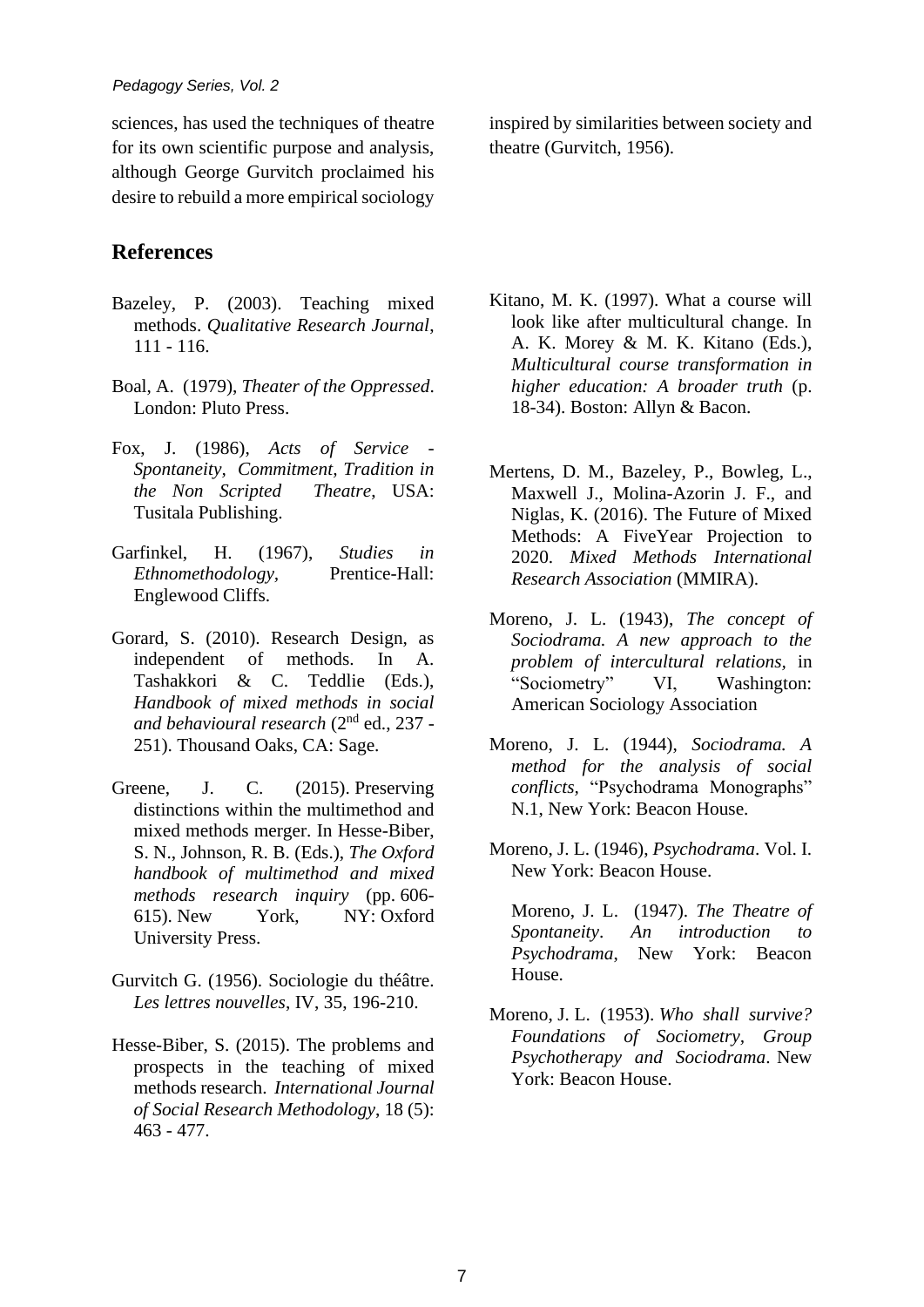sciences, has used the techniques of theatre for its own scientific purpose and analysis, although George Gurvitch proclaimed his desire to rebuild a more empirical sociology inspired by similarities between society and theatre (Gurvitch, 1956).

## References

Bazeley, P. (2003). Teaching mixed methods. *Qualitative Research Journal*, 111 - 116.

Boal, A. (1979), *Theater of the Oppressed*. London: Pluto Press.

Fox, J. (1986), *Acts of Service - Spontaneity, Commitment, Tradition in the Non Scripted Theatre*, USA: Tusitala Publishing.

Garfinkel, H. (1967), *Studies in Ethnomethodology,* Prentice-Hall: Englewood Cliffs.

Gorard, S. (2010). Research Design, as independent of methods. In A. Tashakkori & C. Teddlie (Eds.), *Handbook of mixed methods in social and behavioural research* (2nd ed., 237 - 251). Thousand Oaks, CA: Sage.

Greene, J. C. (2015). Preserving distinctions within the multimethod and mixed methods merger. In Hesse-Biber, S. N., Johnson, R. B. (Eds.), *The Oxford handbook of multimethod and mixed methods research inquiry* (pp. 606-615). New York, NY: Oxford University Press.

Gurvitch G. (1956). Sociologie du théâtre. *Les lettres nouvelles*, IV, 35, 196-210.

Hesse-Biber, S. (2015). The problems and prospects in the teaching of mixed methods research. *International Journal of Social Research Methodology*, 18 (5): 463 - 477.

Kitano, M. K. (1997). What a course will look like after multicultural change. In A. K. Morey & M. K. Kitano (Eds.), *Multicultural course transformation in higher education: A broader truth* (p. 18-34). Boston: Allyn & Bacon.

Mertens, D. M., Bazeley, P., Bowleg, L., Maxwell J., Molina-Azorin J. F., and Niglas, K. (2016). The Future of Mixed Methods: A FiveYear Projection to 2020. *Mixed Methods International Research Association* (MMIRA).

Moreno, J. L. (1943), *The concept of Sociodrama. A new approach to the problem of intercultural relations*, in "Sociometry" VI, Washington: American Sociology Association

Moreno, J. L. (1944), *Sociodrama. A method for the analysis of social conflicts*, "Psychodrama Monographs" N.1, New York: Beacon House.

Moreno, J. L. (1946), *Psychodrama*. Vol. I. New York: Beacon House.

Moreno, J. L. (1947). *The Theatre of Spontaneity*. *An introduction to Psychodrama*, New York: Beacon House.

Moreno, J. L. (1953). *Who shall survive? Foundations of Sociometry, Group Psychotherapy and Sociodrama*. New York: Beacon House.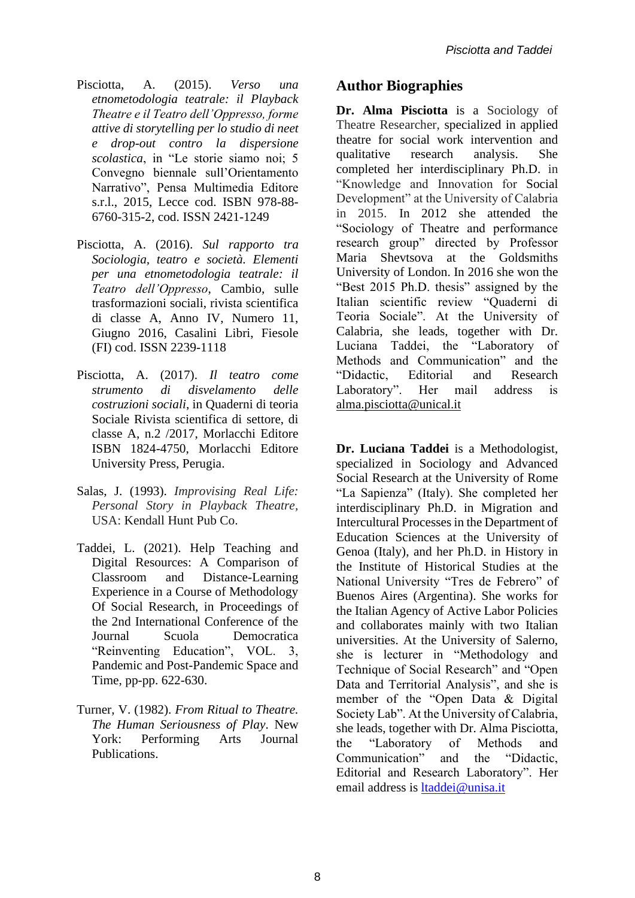Pisciotta, A. (2015). *Verso una etnometodologia teatrale: il Playback Theatre e il Teatro dell'Oppresso, forme attive di storytelling per lo studio di neet e drop-out contro la dispersione scolastica*, in "Le storie siamo noi; 5 Convegno biennale sull'Orientamento Narrativo", Pensa Multimedia Editore s.r.l., 2015, Lecce cod. ISBN 978-88-6760-315-2, cod. ISSN 2421-1249

Pisciotta, A. (2016). *Sul rapporto tra Sociologia, teatro e società. Elementi per una etnometodologia teatrale: il Teatro dell'Oppresso*, Cambio, sulle trasformazioni sociali, rivista scientifica di classe A, Anno IV, Numero 11, Giugno 2016, Casalini Libri, Fiesole (FI) cod. ISSN 2239-1118

Pisciotta, A. (2017). *Il teatro come strumento di disvelamento delle costruzioni sociali*, in Quaderni di teoria Sociale Rivista scientifica di settore, di classe A, n.2 /2017, Morlacchi Editore ISBN 1824-4750, Morlacchi Editore University Press, Perugia.

Salas, J. (1993). *Improvising Real Life: Personal Story in Playback Theatre*, USA: Kendall Hunt Pub Co.

Taddei, L. (2021). Help Teaching and Digital Resources: A Comparison of Classroom and Distance-Learning Experience in a Course of Methodology Of Social Research, in Proceedings of the 2nd International Conference of the Journal Scuola Democratica "Reinventing Education", VOL. 3, Pandemic and Post-Pandemic Space and Time, pp-pp. 622-630.

Turner, V. (1982). *From Ritual to Theatre. The Human Seriousness of Play*. New York: Performing Arts Journal Publications.

## Author Biographies

**Dr. Alma Pisciotta** is a Sociology of Theatre Researcher, specialized in applied theatre for social work intervention and qualitative research analysis. She completed her interdisciplinary Ph.D. in "Knowledge and Innovation for Social Development" at the University of Calabria in 2015. In 2012 she attended the "Sociology of Theatre and performance research group" directed by Professor Maria Shevtsova at the Goldsmiths University of London. In 2016 she won the "Best 2015 Ph.D. thesis" assigned by the Italian scientific review "Quaderni di Teoria Sociale". At the University of Calabria, she leads, together with Dr. Luciana Taddei, the "Laboratory of Methods and Communication" and the "Didactic, Editorial and Research Laboratory". Her mail address is alma.pisciotta@unical.it

**Dr. Luciana Taddei** is a Methodologist, specialized in Sociology and Advanced Social Research at the University of Rome "La Sapienza" (Italy). She completed her interdisciplinary Ph.D. in Migration and Intercultural Processes in the Department of Education Sciences at the University of Genoa (Italy), and her Ph.D. in History in the Institute of Historical Studies at the National University "Tres de Febrero" of Buenos Aires (Argentina). She works for the Italian Agency of Active Labor Policies and collaborates mainly with two Italian universities. At the University of Salerno, she is lecturer in "Methodology and Technique of Social Research" and "Open Data and Territorial Analysis", and she is member of the "Open Data & Digital Society Lab". At the University of Calabria, she leads, together with Dr. Alma Pisciotta, the "Laboratory of Methods and Communication" and the "Didactic, Editorial and Research Laboratory". Her email address is ltaddei@unisa.it